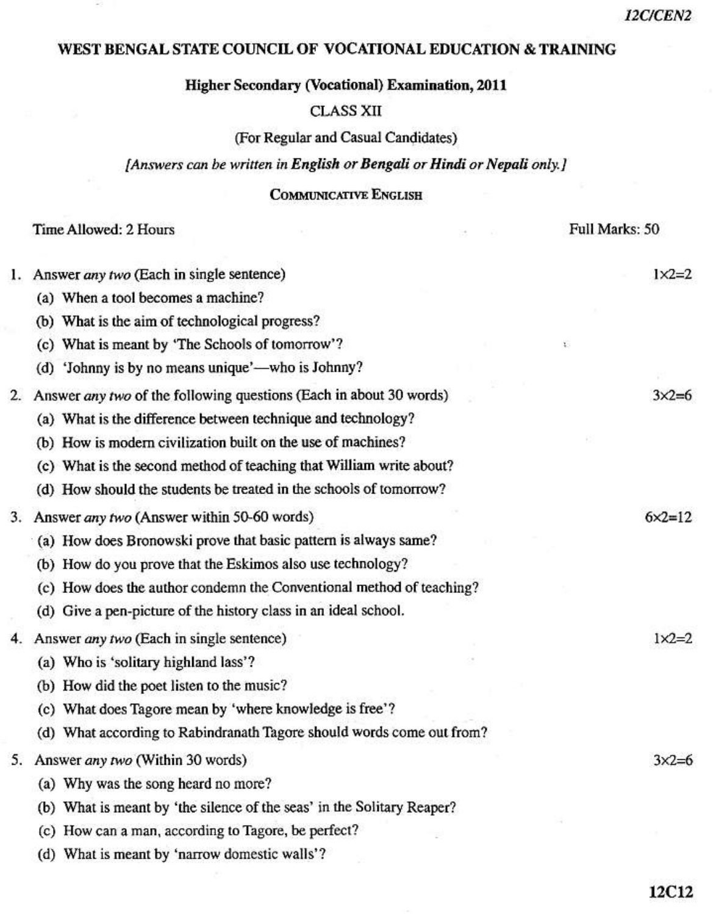12C/CEN2

# WEST BENGAL STATE COUNCIL OF VOCATIONAL EDUCATION & TRAINING

## Higher Secondary (Vocational) Examination, 2011

CLASS XII

(For Regular and Casual Candidates)

*[Answers can be written in **English** or **Bengali** or **Hindi** or **Nepali** only.]*

### COMMUNICATIVE ENGLISH

Time Allowed: 2 Hours | Full Marks: 50

1. Answer *any two* (Each in single sentence) $1\times2=2$
   - (a) When a tool becomes a machine?
   - (b) What is the aim of technological progress?
   - (c) What is meant by 'The Schools of tomorrow'?
   - (d) 'Johnny is by no means unique'—who is Johnny?

2. Answer *any two* of the following questions (Each in about 30 words) $3\times2=6$
   - (a) What is the difference between technique and technology?
   - (b) How is modern civilization built on the use of machines?
   - (c) What is the second method of teaching that William write about?
   - (d) How should the students be treated in the schools of tomorrow?

3. Answer *any two* (Answer within 50-60 words) $6\times2=12$
   - (a) How does Bronowski prove that basic pattern is always same?
   - (b) How do you prove that the Eskimos also use technology?
   - (c) How does the author condemn the Conventional method of teaching?
   - (d) Give a pen-picture of the history class in an ideal school.

4. Answer *any two* (Each in single sentence) $1\times2=2$
   - (a) Who is 'solitary highland lass'?
   - (b) How did the poet listen to the music?
   - (c) What does Tagore mean by 'where knowledge is free'?
   - (d) What according to Rabindranath Tagore should words come out from?

5. Answer *any two* (Within 30 words) $3\times2=6$
   - (a) Why was the song heard no more?
   - (b) What is meant by 'the silence of the seas' in the Solitary Reaper?
   - (c) How can a man, according to Tagore, be perfect?
   - (d) What is meant by 'narrow domestic walls'?

12C12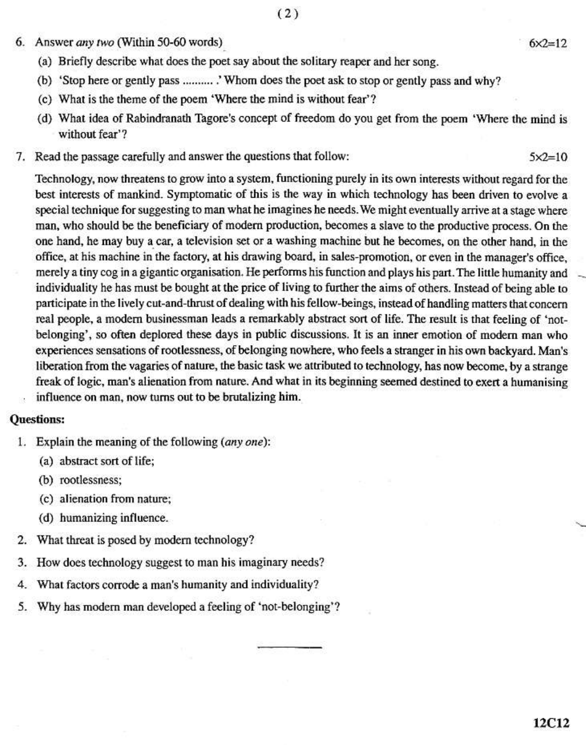6. Answer *any two* (Within 50-60 words) 6×2=12

   (a) Briefly describe what does the poet say about the solitary reaper and her song.

   (b) 'Stop here or gently pass ..........' Whom does the poet ask to stop or gently pass and why?

   (c) What is the theme of the poem 'Where the mind is without fear'?

   (d) What idea of Rabindranath Tagore's concept of freedom do you get from the poem 'Where the mind is without fear'?

7. Read the passage carefully and answer the questions that follow: 5×2=10

Technology, now threatens to grow into a system, functioning purely in its own interests without regard for the best interests of mankind. Symptomatic of this is the way in which technology has been driven to evolve a special technique for suggesting to man what he imagines he needs. We might eventually arrive at a stage where man, who should be the beneficiary of modern production, becomes a slave to the productive process. On the one hand, he may buy a car, a television set or a washing machine but he becomes, on the other hand, in the office, at his machine in the factory, at his drawing board, in sales-promotion, or even in the manager's office, merely a tiny cog in a gigantic organisation. He performs his function and plays his part. The little humanity and individuality he has must be bought at the price of living to further the aims of others. Instead of being able to participate in the lively cut-and-thrust of dealing with his fellow-beings, instead of handling matters that concern real people, a modern businessman leads a remarkably abstract sort of life. The result is that feeling of 'not-belonging', so often deplored these days in public discussions. It is an inner emotion of modern man who experiences sensations of rootlessness, of belonging nowhere, who feels a stranger in his own backyard. Man's liberation from the vagaries of nature, the basic task we attributed to technology, has now become, by a strange freak of logic, man's alienation from nature. And what in its beginning seemed destined to exert a humanising influence on man, now turns out to be brutalizing him.

**Questions:**

1. Explain the meaning of the following (*any one*):
   (a) abstract sort of life;
   (b) rootlessness;
   (c) alienation from nature;
   (d) humanizing influence.
2. What threat is posed by modern technology?
3. How does technology suggest to man his imaginary needs?
4. What factors corrode a man's humanity and individuality?
5. Why has modern man developed a feeling of 'not-belonging'?

---

12C12